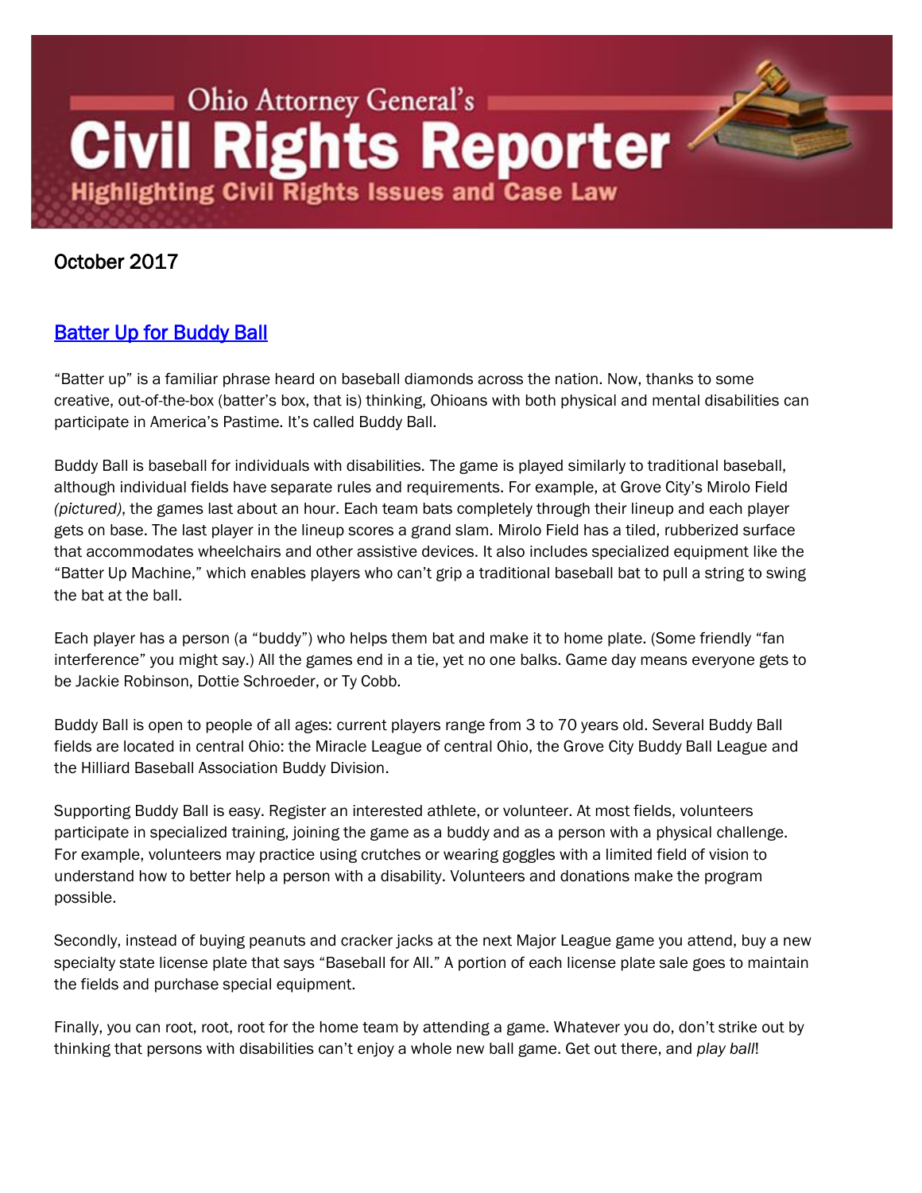# Ohio Attorney General's Civil Rights Reporter

**Highlighting Civil Rights Issues and Case Law**

October 2017

## Batter Up for Buddy Ball

"Batter up" is a familiar phrase heard on baseball diamonds across the nation. Now, thanks to some creative, out-of-the-box (batter's box, that is) thinking, Ohioans with both physical and mental disabilities can participate in America's Pastime. It's called Buddy Ball.

Buddy Ball is baseball for individuals with disabilities. The game is played similarly to traditional baseball, although individual fields have separate rules and requirements. For example, at Grove City's Mirolo Field *(pictured)*, the games last about an hour. Each team bats completely through their lineup and each player gets on base. The last player in the lineup scores a grand slam. Mirolo Field has a tiled, rubberized surface that accommodates wheelchairs and other assistive devices. It also includes specialized equipment like the "Batter Up Machine," which enables players who can't grip a traditional baseball bat to pull a string to swing the bat at the ball.

Each player has a person (a "buddy") who helps them bat and make it to home plate. (Some friendly "fan interference" you might say.) All the games end in a tie, yet no one balks. Game day means everyone gets to be Jackie Robinson, Dottie Schroeder, or Ty Cobb.

Buddy Ball is open to people of all ages: current players range from 3 to 70 years old. Several Buddy Ball fields are located in central Ohio: the Miracle League of central Ohio, the Grove City Buddy Ball League and the Hilliard Baseball Association Buddy Division.

Supporting Buddy Ball is easy. Register an interested athlete, or volunteer. At most fields, volunteers participate in specialized training, joining the game as a buddy and as a person with a physical challenge. For example, volunteers may practice using crutches or wearing goggles with a limited field of vision to understand how to better help a person with a disability. Volunteers and donations make the program possible.

Secondly, instead of buying peanuts and cracker jacks at the next Major League game you attend, buy a new specialty state license plate that says "Baseball for All." A portion of each license plate sale goes to maintain the fields and purchase special equipment.

Finally, you can root, root, root for the home team by attending a game. Whatever you do, don't strike out by thinking that persons with disabilities can't enjoy a whole new ball game. Get out there, and *play ball*!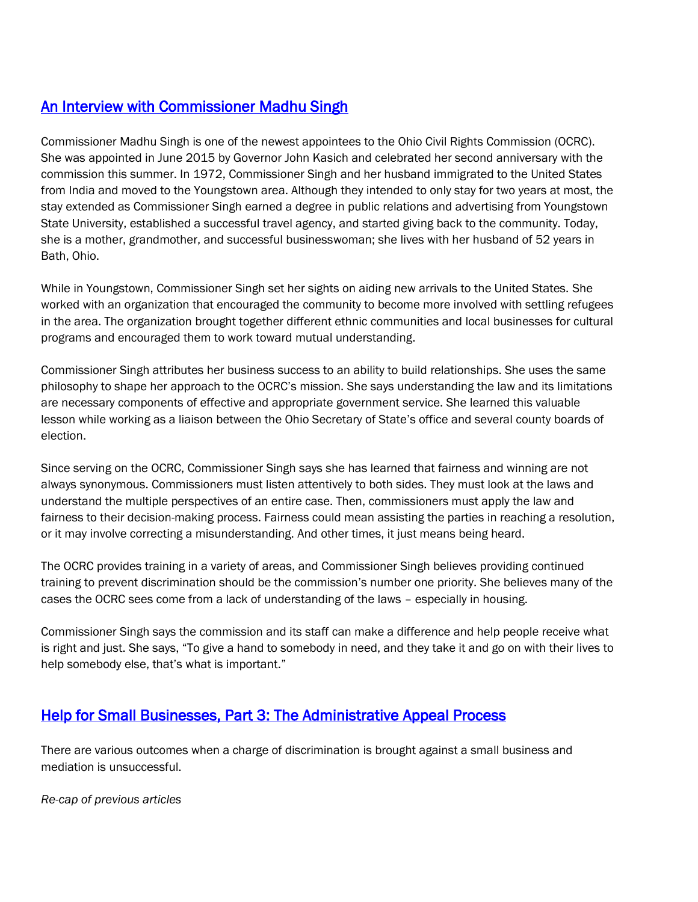## An Interview with Commissioner Madhu Singh

Commissioner Madhu Singh is one of the newest appointees to the Ohio Civil Rights Commission (OCRC). She was appointed in June 2015 by Governor John Kasich and celebrated her second anniversary with the commission this summer. In 1972, Commissioner Singh and her husband immigrated to the United States from India and moved to the Youngstown area. Although they intended to only stay for two years at most, the stay extended as Commissioner Singh earned a degree in public relations and advertising from Youngstown State University, established a successful travel agency, and started giving back to the community. Today, she is a mother, grandmother, and successful businesswoman; she lives with her husband of 52 years in Bath, Ohio.

While in Youngstown, Commissioner Singh set her sights on aiding new arrivals to the United States. She worked with an organization that encouraged the community to become more involved with settling refugees in the area. The organization brought together different ethnic communities and local businesses for cultural programs and encouraged them to work toward mutual understanding.

Commissioner Singh attributes her business success to an ability to build relationships. She uses the same philosophy to shape her approach to the OCRC's mission. She says understanding the law and its limitations are necessary components of effective and appropriate government service. She learned this valuable lesson while working as a liaison between the Ohio Secretary of State's office and several county boards of election.

Since serving on the OCRC, Commissioner Singh says she has learned that fairness and winning are not always synonymous. Commissioners must listen attentively to both sides. They must look at the laws and understand the multiple perspectives of an entire case. Then, commissioners must apply the law and fairness to their decision-making process. Fairness could mean assisting the parties in reaching a resolution, or it may involve correcting a misunderstanding. And other times, it just means being heard.

The OCRC provides training in a variety of areas, and Commissioner Singh believes providing continued training to prevent discrimination should be the commission's number one priority. She believes many of the cases the OCRC sees come from a lack of understanding of the laws – especially in housing.

Commissioner Singh says the commission and its staff can make a difference and help people receive what is right and just. She says, "To give a hand to somebody in need, and they take it and go on with their lives to help somebody else, that's what is important."

## Help for Small Businesses, Part 3: The Administrative Appeal Process

There are various outcomes when a charge of discrimination is brought against a small business and mediation is unsuccessful.

*Re-cap of previous articles*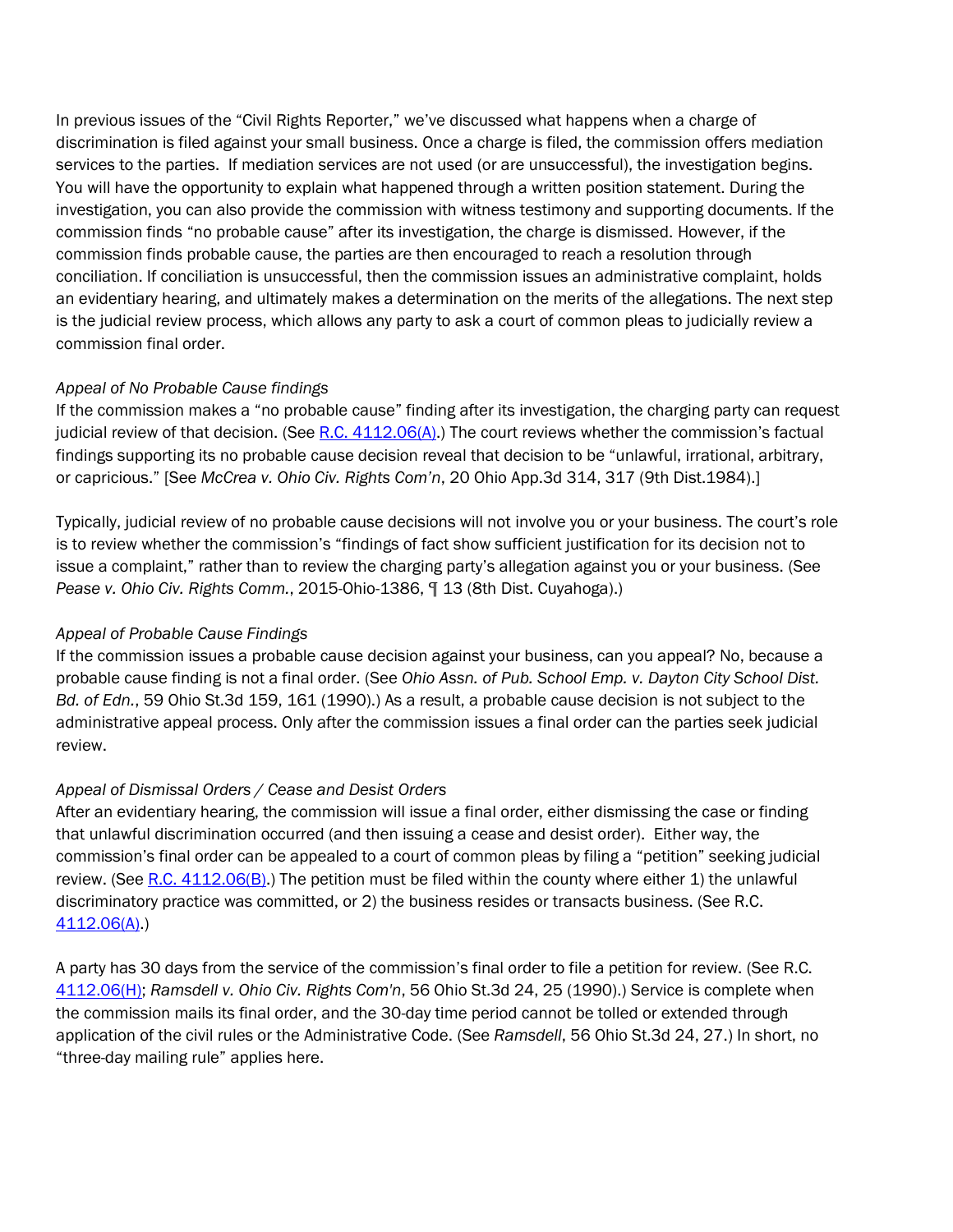In previous issues of the "Civil Rights Reporter," we've discussed what happens when a charge of discrimination is filed against your small business. Once a charge is filed, the commission offers mediation services to the parties. If mediation services are not used (or are unsuccessful), the investigation begins. You will have the opportunity to explain what happened through a written position statement. During the investigation, you can also provide the commission with witness testimony and supporting documents. If the commission finds "no probable cause" after its investigation, the charge is dismissed. However, if the commission finds probable cause, the parties are then encouraged to reach a resolution through conciliation. If conciliation is unsuccessful, then the commission issues an administrative complaint, holds an evidentiary hearing, and ultimately makes a determination on the merits of the allegations. The next step is the judicial review process, which allows any party to ask a court of common pleas to judicially review a commission final order.

*Appeal of No Probable Cause findings*

If the commission makes a "no probable cause" finding after its investigation, the charging party can request judicial review of that decision. (See R.C. 4112.06(A).) The court reviews whether the commission's factual findings supporting its no probable cause decision reveal that decision to be "unlawful, irrational, arbitrary, or capricious." [See *McCrea v. Ohio Civ. Rights Com'n*, 20 Ohio App.3d 314, 317 (9th Dist.1984).]

Typically, judicial review of no probable cause decisions will not involve you or your business. The court's role is to review whether the commission's "findings of fact show sufficient justification for its decision not to issue a complaint," rather than to review the charging party's allegation against you or your business. (See *Pease v. Ohio Civ. Rights Comm.*, 2015-Ohio-1386, ¶ 13 (8th Dist. Cuyahoga).)

*Appeal of Probable Cause Findings*

If the commission issues a probable cause decision against your business, can you appeal? No, because a probable cause finding is not a final order. (See *Ohio Assn. of Pub. School Emp. v. Dayton City School Dist. Bd. of Edn.*, 59 Ohio St.3d 159, 161 (1990).) As a result, a probable cause decision is not subject to the administrative appeal process. Only after the commission issues a final order can the parties seek judicial review.

*Appeal of Dismissal Orders / Cease and Desist Orders*

After an evidentiary hearing, the commission will issue a final order, either dismissing the case or finding that unlawful discrimination occurred (and then issuing a cease and desist order). Either way, the commission's final order can be appealed to a court of common pleas by filing a "petition" seeking judicial review. (See R.C. 4112.06(B).) The petition must be filed within the county where either 1) the unlawful discriminatory practice was committed, or 2) the business resides or transacts business. (See R.C. 4112.06(A).)

A party has 30 days from the service of the commission's final order to file a petition for review. (See R.C. 4112.06(H); *Ramsdell v. Ohio Civ. Rights Com'n*, 56 Ohio St.3d 24, 25 (1990).) Service is complete when the commission mails its final order, and the 30-day time period cannot be tolled or extended through application of the civil rules or the Administrative Code. (See *Ramsdell*, 56 Ohio St.3d 24, 27.) In short, no "three-day mailing rule" applies here.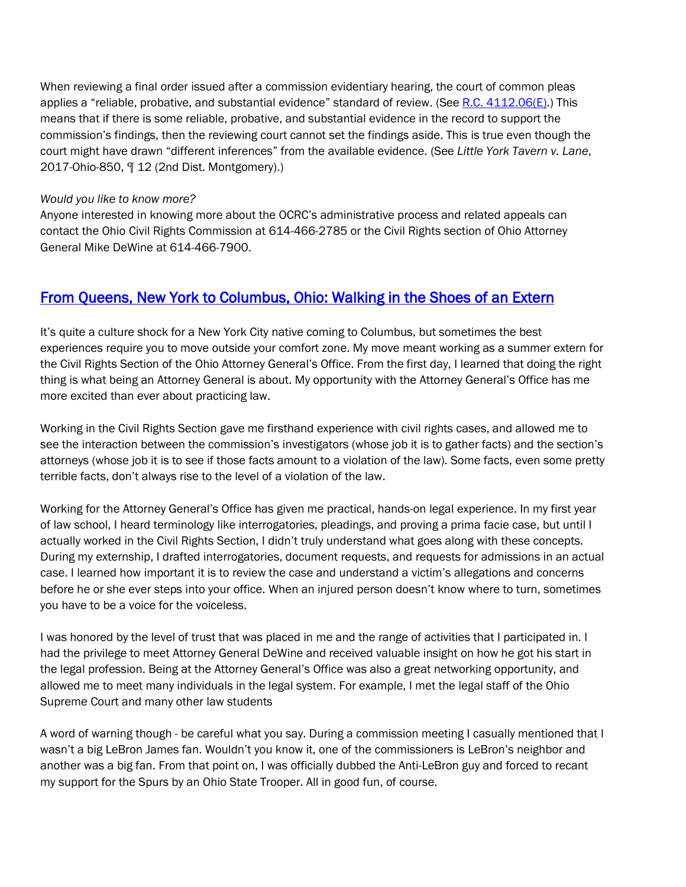When reviewing a final order issued after a commission evidentiary hearing, the court of common pleas applies a "reliable, probative, and substantial evidence" standard of review. (See [R.C. 4112.06(E)](#).) This means that if there is some reliable, probative, and substantial evidence in the record to support the commission's findings, then the reviewing court cannot set the findings aside. This is true even though the court might have drawn "different inferences" from the available evidence. (See *Little York Tavern v. Lane*, 2017-Ohio-850, ¶ 12 (2nd Dist. Montgomery).)

*Would you like to know more?*
Anyone interested in knowing more about the OCRC's administrative process and related appeals can contact the Ohio Civil Rights Commission at 614-466-2785 or the Civil Rights section of Ohio Attorney General Mike DeWine at 614-466-7900.

## From Queens, New York to Columbus, Ohio: Walking in the Shoes of an Extern

It's quite a culture shock for a New York City native coming to Columbus, but sometimes the best experiences require you to move outside your comfort zone. My move meant working as a summer extern for the Civil Rights Section of the Ohio Attorney General's Office. From the first day, I learned that doing the right thing is what being an Attorney General is about. My opportunity with the Attorney General's Office has me more excited than ever about practicing law.

Working in the Civil Rights Section gave me firsthand experience with civil rights cases, and allowed me to see the interaction between the commission's investigators (whose job it is to gather facts) and the section's attorneys (whose job it is to see if those facts amount to a violation of the law). Some facts, even some pretty terrible facts, don't always rise to the level of a violation of the law.

Working for the Attorney General's Office has given me practical, hands-on legal experience. In my first year of law school, I heard terminology like interrogatories, pleadings, and proving a prima facie case, but until I actually worked in the Civil Rights Section, I didn't truly understand what goes along with these concepts. During my externship, I drafted interrogatories, document requests, and requests for admissions in an actual case. I learned how important it is to review the case and understand a victim's allegations and concerns before he or she ever steps into your office. When an injured person doesn't know where to turn, sometimes you have to be a voice for the voiceless.

I was honored by the level of trust that was placed in me and the range of activities that I participated in. I had the privilege to meet Attorney General DeWine and received valuable insight on how he got his start in the legal profession. Being at the Attorney General's Office was also a great networking opportunity, and allowed me to meet many individuals in the legal system. For example, I met the legal staff of the Ohio Supreme Court and many other law students

A word of warning though - be careful what you say. During a commission meeting I casually mentioned that I wasn't a big LeBron James fan. Wouldn't you know it, one of the commissioners is LeBron's neighbor and another was a big fan. From that point on, I was officially dubbed the Anti-LeBron guy and forced to recant my support for the Spurs by an Ohio State Trooper. All in good fun, of course.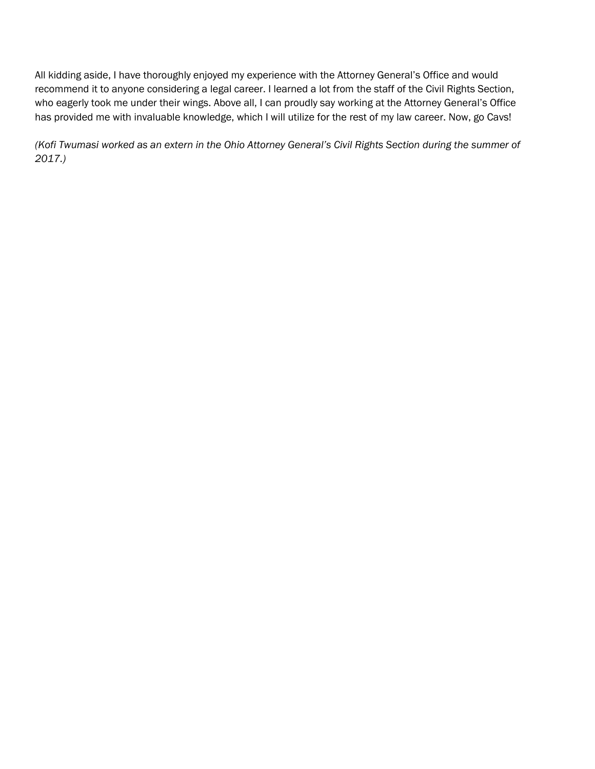All kidding aside, I have thoroughly enjoyed my experience with the Attorney General's Office and would recommend it to anyone considering a legal career. I learned a lot from the staff of the Civil Rights Section, who eagerly took me under their wings. Above all, I can proudly say working at the Attorney General's Office has provided me with invaluable knowledge, which I will utilize for the rest of my law career. Now, go Cavs!

*(Kofi Twumasi worked as an extern in the Ohio Attorney General's Civil Rights Section during the summer of 2017.)*